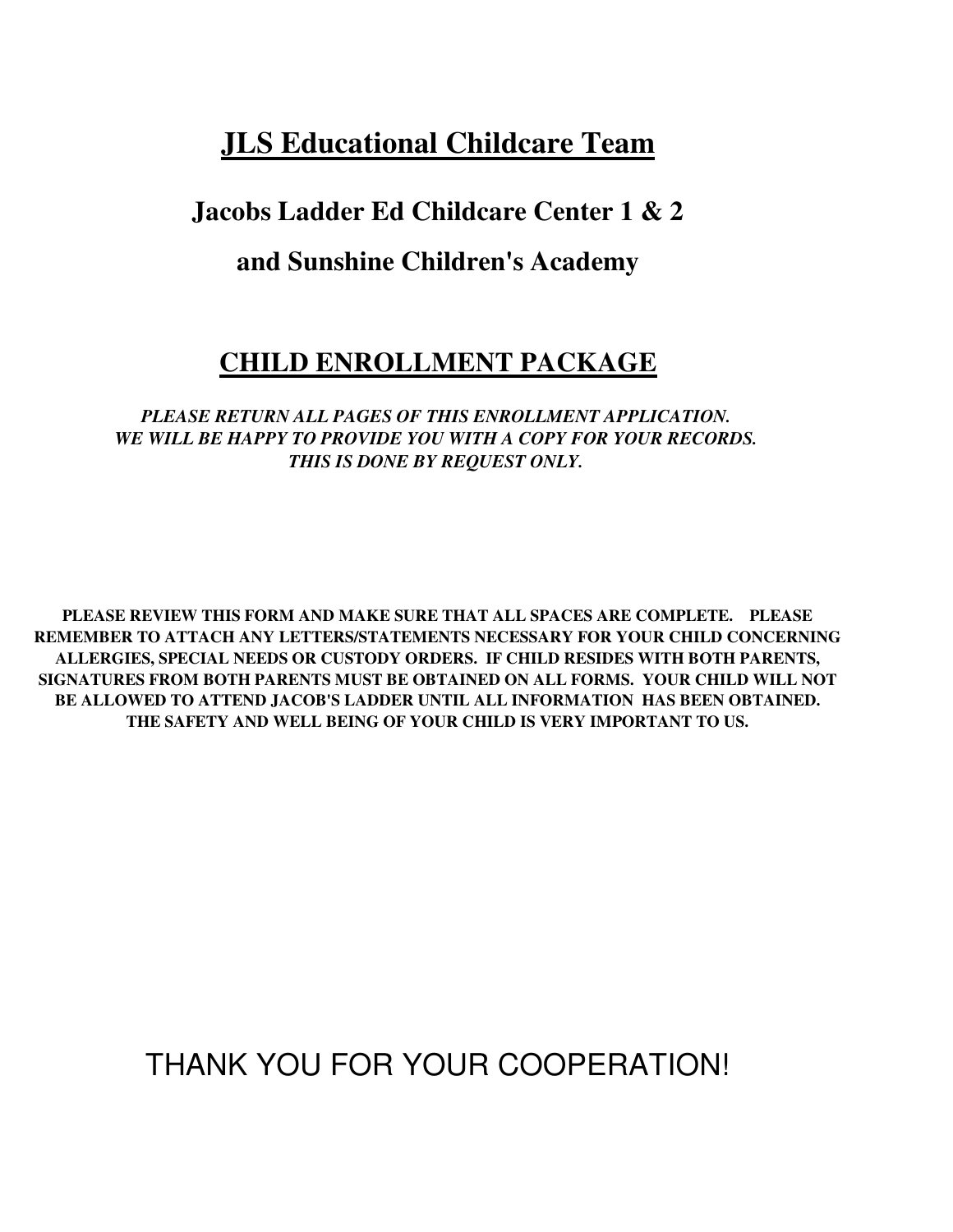# JLS Educational Childcare Team

## Jacobs Ladder Ed Childcare Center 1 & 2

## and Sunshine Children's Academy

# CHILD ENROLLMENT PACKAGE

***PLEASE RETURN ALL PAGES OF THIS ENROLLMENT APPLICATION.***
***WE WILL BE HAPPY TO PROVIDE YOU WITH A COPY FOR YOUR RECORDS.***
***THIS IS DONE BY REQUEST ONLY.***

**PLEASE REVIEW THIS FORM AND MAKE SURE THAT ALL SPACES ARE COMPLETE. PLEASE REMEMBER TO ATTACH ANY LETTERS/STATEMENTS NECESSARY FOR YOUR CHILD CONCERNING ALLERGIES, SPECIAL NEEDS OR CUSTODY ORDERS. IF CHILD RESIDES WITH BOTH PARENTS, SIGNATURES FROM BOTH PARENTS MUST BE OBTAINED ON ALL FORMS. YOUR CHILD WILL NOT BE ALLOWED TO ATTEND JACOB'S LADDER UNTIL ALL INFORMATION HAS BEEN OBTAINED. THE SAFETY AND WELL BEING OF YOUR CHILD IS VERY IMPORTANT TO US.**

THANK YOU FOR YOUR COOPERATION!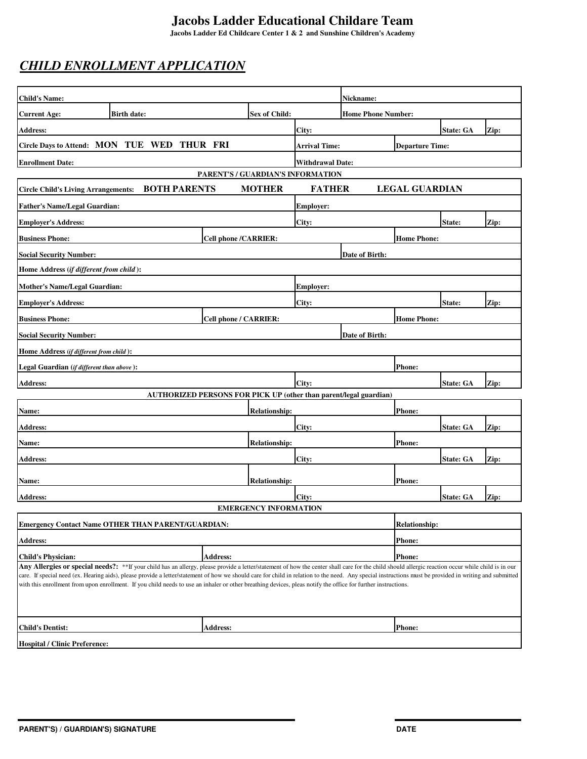# Jacobs Ladder Educational Childare Team

**Jacobs Ladder Ed Childcare Center 1 & 2 and Sunshine Children's Academy**

## *CHILD ENROLLMENT APPLICATION*

| | | | | |
|---|---|---|---|---|
| **Child's Name:** | | | **Nickname:** | |
| **Current Age:** | **Birth date:** | **Sex of Child:** | **Home Phone Number:** | |
| **Address:** | | **City:** | **State: GA** | **Zip:** |
| **Circle Days to Attend: MON TUE WED THUR FRI** | | **Arrival Time:** | **Departure Time:** | |
| **Enrollment Date:** | | **Withdrawal Date:** | | |

**PARENT'S / GUARDIAN'S INFORMATION**

| | | | | |
|---|---|---|---|---|
| **Circle Child's Living Arrangements: BOTH PARENTS MOTHER FATHER LEGAL GUARDIAN** | | | | |
| **Father's Name/Legal Guardian:** | | **Employer:** | | |
| **Employer's Address:** | | **City:** | **State:** | **Zip:** |
| **Business Phone:** | **Cell phone /CARRIER:** | | **Home Phone:** | |
| **Social Security Number:** | | | **Date of Birth:** | |
| **Home Address (*if different from child*):** | | | | |
| **Mother's Name/Legal Guardian:** | | **Employer:** | | |
| **Employer's Address:** | | **City:** | **State:** | **Zip:** |
| **Business Phone:** | **Cell phone / CARRIER:** | | **Home Phone:** | |
| **Social Security Number:** | | | **Date of Birth:** | |
| **Home Address (*if different from child*):** | | | | |
| **Legal Guardian (*if different than above*):** | | | **Phone:** | |
| **Address:** | | **City:** | **State: GA** | **Zip:** |

**AUTHORIZED PERSONS FOR PICK UP (other than parent/legal guardian)**

| | | | | |
|---|---|---|---|---|
| **Name:** | **Relationship:** | | **Phone:** | |
| **Address:** | | **City:** | **State: GA** | **Zip:** |
| **Name:** | **Relationship:** | | **Phone:** | |
| **Address:** | | **City:** | **State: GA** | **Zip:** |
| **Name:** | **Relationship:** | | **Phone:** | |
| **Address:** | | **City:** | **State: GA** | **Zip:** |

**EMERGENCY INFORMATION**

| | | |
|---|---|---|
| **Emergency Contact Name OTHER THAN PARENT/GUARDIAN:** | | **Relationship:** |
| **Address:** | | **Phone:** |
| **Child's Physician:** | **Address:** | **Phone:** |

**Any Allergies or special needs?:** **If your child has an allergy, please provide a letter/statement of how the center shall care for the child should allergic reaction occur while child is in our care. If special need (ex. Hearing aids), please provide a letter/statement of how we should care for child in relation to the need. Any special instructions must be provided in writing and submitted with this enrollment from upon enrollment. If you child needs to use an inhaler or other breathing devices, pleas notify the office for further instructions.

| | | |
|---|---|---|
| **Child's Dentist:** | **Address:** | **Phone:** |
| **Hospital / Clinic Preference:** | | |

**PARENT'S) / GUARDIAN'S) SIGNATURE** **DATE**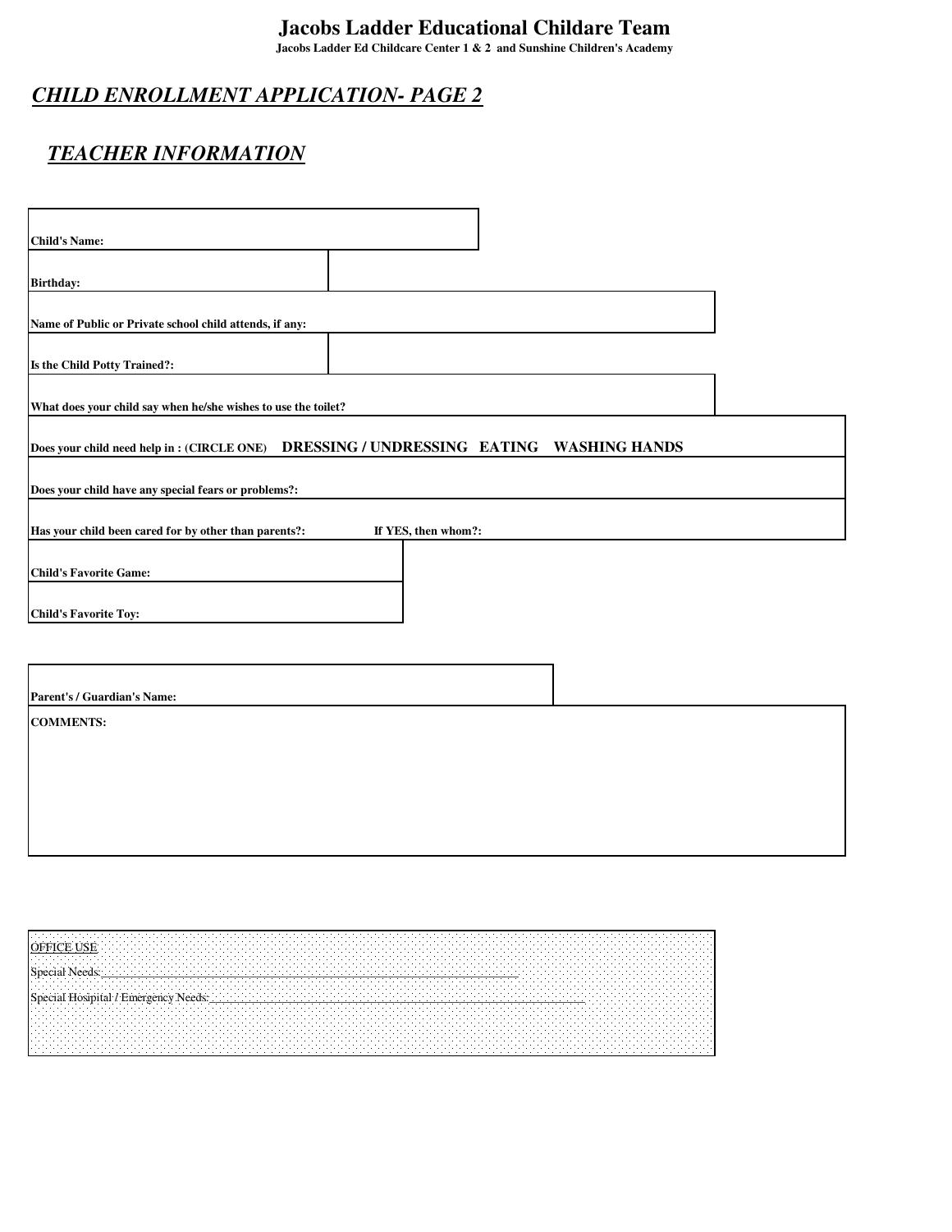# Jacobs Ladder Educational Childare Team

**Jacobs Ladder Ed Childcare Center 1 & 2 and Sunshine Children's Academy**

## *CHILD ENROLLMENT APPLICATION- PAGE 2*

## *TEACHER INFORMATION*

**Child's Name:**

**Birthday:**

**Name of Public or Private school child attends, if any:**

**Is the Child Potty Trained?:**

**What does your child say when he/she wishes to use the toilet?**

**Does your child need help in : (CIRCLE ONE)** **DRESSING / UNDRESSING EATING WASHING HANDS**

**Does your child have any special fears or problems?:**

**Has your child been cared for by other than parents?:** **If YES, then whom?:**

**Child's Favorite Game:**

**Child's Favorite Toy:**

**Parent's / Guardian's Name:**

**COMMENTS:**

OFFICE USE

Special Needs:\_\_\_\_\_\_\_\_\_\_\_\_\_\_\_\_\_\_\_\_\_\_\_\_\_\_\_\_\_\_\_\_\_\_\_\_\_\_\_\_\_\_\_\_\_\_\_\_\_\_\_\_\_\_\_\_\_\_\_\_\_\_\_\_

Special Hospital / Emergency Needs:\_\_\_\_\_\_\_\_\_\_\_\_\_\_\_\_\_\_\_\_\_\_\_\_\_\_\_\_\_\_\_\_\_\_\_\_\_\_\_\_\_\_\_\_\_\_\_\_\_\_\_\_\_\_\_\_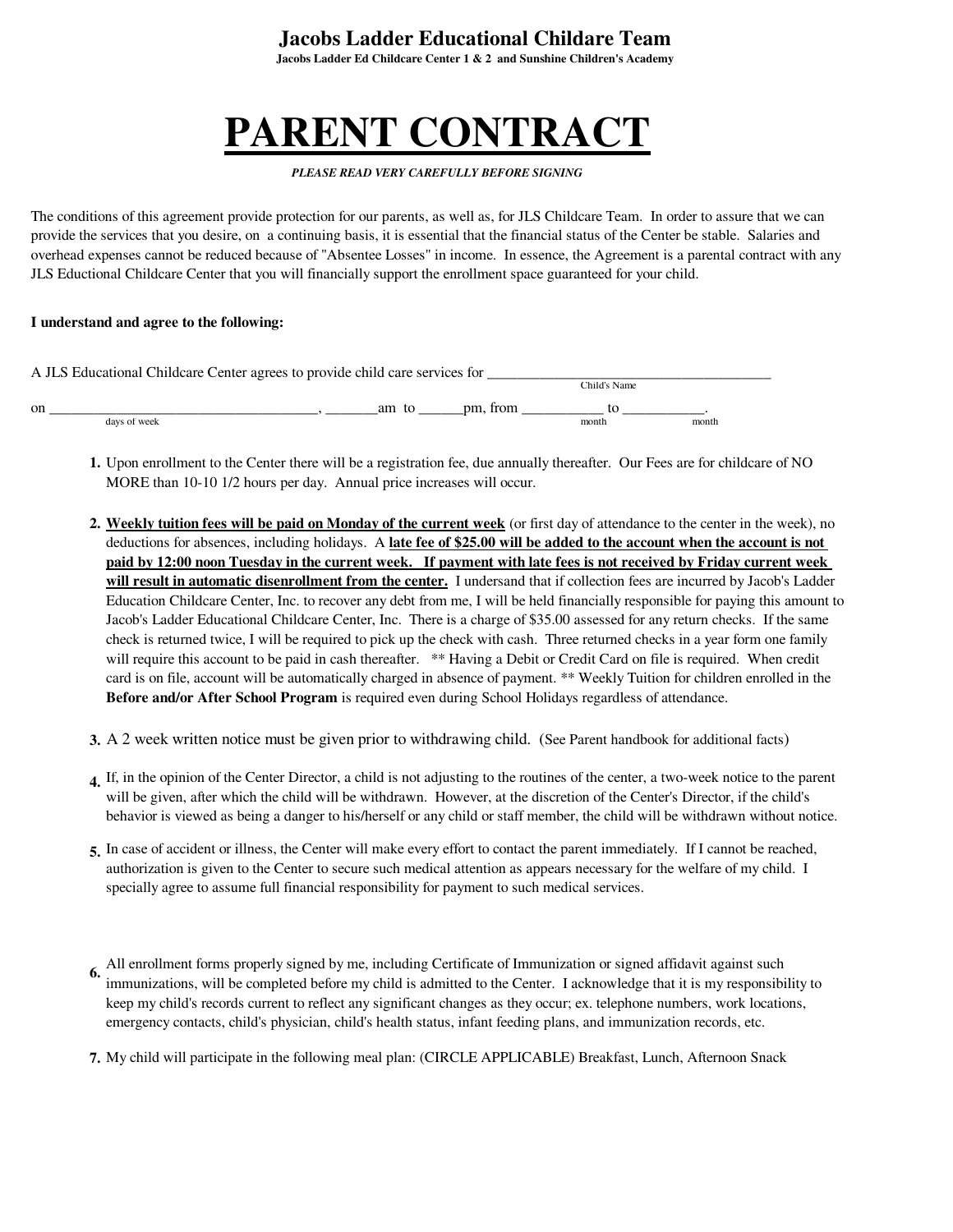# Jacobs Ladder Educational Childare Team

**Jacobs Ladder Ed Childcare Center 1 & 2 and Sunshine Children's Academy**

# PARENT CONTRACT

***PLEASE READ VERY CAREFULLY BEFORE SIGNING***

The conditions of this agreement provide protection for our parents, as well as, for JLS Childcare Team. In order to assure that we can provide the services that you desire, on a continuing basis, it is essential that the financial status of the Center be stable. Salaries and overhead expenses cannot be reduced because of "Absentee Losses" in income. In essence, the Agreement is a parental contract with any JLS Eductional Childcare Center that you will financially support the enrollment space guaranteed for your child.

**I understand and agree to the following:**

A JLS Educational Childcare Center agrees to provide child care services for ______________________________________
Child's Name

on ____________________________________, _______am to ______pm, from ___________ to ___________.
days of week month month

1. Upon enrollment to the Center there will be a registration fee, due annually thereafter. Our Fees are for childcare of NO MORE than 10-10 1/2 hours per day. Annual price increases will occur.

2. **<u>Weekly tuition fees will be paid on Monday of the current week</u>** (or first day of attendance to the center in the week), no deductions for absences, including holidays. A **<u>late fee of $25.00 will be added to the account when the account is not paid by 12:00 noon Tuesday in the current week. If payment with late fees is not received by Friday current week will result in automatic disenrollment from the center.</u>** I undersand that if collection fees are incurred by Jacob's Ladder Education Childcare Center, Inc. to recover any debt from me, I will be held financially responsible for paying this amount to Jacob's Ladder Educational Childcare Center, Inc. There is a charge of $35.00 assessed for any return checks. If the same check is returned twice, I will be required to pick up the check with cash. Three returned checks in a year form one family will require this account to be paid in cash thereafter. ** Having a Debit or Credit Card on file is required. When credit card is on file, account will be automatically charged in absence of payment. ** Weekly Tuition for children enrolled in the **Before and/or After School Program** is required even during School Holidays regardless of attendance.

3. A 2 week written notice must be given prior to withdrawing child. (See Parent handbook for additional facts)

4. If, in the opinion of the Center Director, a child is not adjusting to the routines of the center, a two-week notice to the parent will be given, after which the child will be withdrawn. However, at the discretion of the Center's Director, if the child's behavior is viewed as being a danger to his/herself or any child or staff member, the child will be withdrawn without notice.

5. In case of accident or illness, the Center will make every effort to contact the parent immediately. If I cannot be reached, authorization is given to the Center to secure such medical attention as appears necessary for the welfare of my child. I specially agree to assume full financial responsibility for payment to such medical services.

6. All enrollment forms properly signed by me, including Certificate of Immunization or signed affidavit against such immunizations, will be completed before my child is admitted to the Center. I acknowledge that it is my responsibility to keep my child's records current to reflect any significant changes as they occur; ex. telephone numbers, work locations, emergency contacts, child's physician, child's health status, infant feeding plans, and immunization records, etc.

7. My child will participate in the following meal plan: (CIRCLE APPLICABLE) Breakfast, Lunch, Afternoon Snack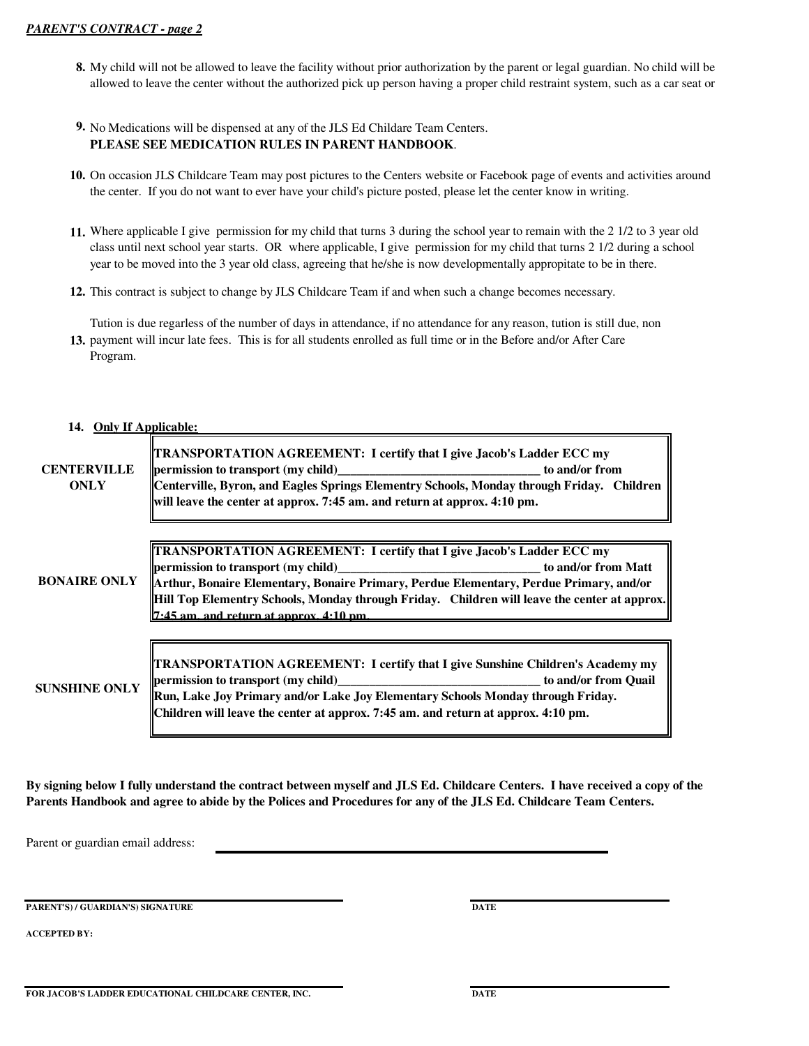***PARENT'S CONTRACT - page 2***

8. My child will not be allowed to leave the facility without prior authorization by the parent or legal guardian. No child will be allowed to leave the center without the authorized pick up person having a proper child restraint system, such as a car seat or

9. No Medications will be dispensed at any of the JLS Ed Childare Team Centers.
   **PLEASE SEE MEDICATION RULES IN PARENT HANDBOOK**.

10. On occasion JLS Childcare Team may post pictures to the Centers website or Facebook page of events and activities around the center. If you do not want to ever have your child's picture posted, please let the center know in writing.

11. Where applicable I give permission for my child that turns 3 during the school year to remain with the 2 1/2 to 3 year old class until next school year starts. OR where applicable, I give permission for my child that turns 2 1/2 during a school year to be moved into the 3 year old class, agreeing that he/she is now developmentally appropitate to be in there.

12. This contract is subject to change by JLS Childcare Team if and when such a change becomes necessary.

13. Tution is due regarless of the number of days in attendance, if no attendance for any reason, tution is still due, non payment will incur late fees. This is for all students enrolled as full time or in the Before and/or After Care Program.

14. **Only If Applicable:**

| | |
|---|---|
| **CENTERVILLE ONLY** | **TRANSPORTATION AGREEMENT: I certify that I give Jacob's Ladder ECC my permission to transport (my child)\_\_\_\_\_\_\_\_\_\_\_\_\_\_\_\_\_\_\_\_\_\_\_\_\_\_\_\_\_\_\_\_ to and/or from Centerville, Byron, and Eagles Springs Elementry Schools, Monday through Friday. Children will leave the center at approx. 7:45 am. and return at approx. 4:10 pm.** |
| **BONAIRE ONLY** | **TRANSPORTATION AGREEMENT: I certify that I give Jacob's Ladder ECC my permission to transport (my child)\_\_\_\_\_\_\_\_\_\_\_\_\_\_\_\_\_\_\_\_\_\_\_\_\_\_\_\_\_\_\_\_ to and/or from Matt Arthur, Bonaire Elementary, Bonaire Primary, Perdue Elementary, Perdue Primary, and/or Hill Top Elementry Schools, Monday through Friday. Children will leave the center at approx. 7:45 am. and return at approx. 4:10 pm.** |
| **SUNSHINE ONLY** | **TRANSPORTATION AGREEMENT: I certify that I give Sunshine Children's Academy my permission to transport (my child)\_\_\_\_\_\_\_\_\_\_\_\_\_\_\_\_\_\_\_\_\_\_\_\_\_\_\_\_\_\_\_\_ to and/or from Quail Run, Lake Joy Primary and/or Lake Joy Elementary Schools Monday through Friday. Children will leave the center at approx. 7:45 am. and return at approx. 4:10 pm.** |

**By signing below I fully understand the contract between myself and JLS Ed. Childcare Centers. I have received a copy of the Parents Handbook and agree to abide by the Polices and Procedures for any of the JLS Ed. Childcare Team Centers.**

Parent or guardian email address: \_\_\_\_\_\_\_\_\_\_\_\_\_\_\_\_\_\_\_\_\_\_\_\_\_\_\_\_\_\_\_\_\_\_\_\_\_\_\_\_

\_\_\_\_\_\_\_\_\_\_\_\_\_\_\_\_\_\_\_\_\_\_\_\_\_\_\_\_\_\_\_\_\_\_\_\_\_\_\_\_ \_\_\_\_\_\_\_\_\_\_\_\_\_\_\_\_\_\_\_\_\_\_\_\_
**PARENT'S) / GUARDIAN'S) SIGNATURE** **DATE**

**ACCEPTED BY:**

\_\_\_\_\_\_\_\_\_\_\_\_\_\_\_\_\_\_\_\_\_\_\_\_\_\_\_\_\_\_\_\_\_\_\_\_\_\_\_\_ \_\_\_\_\_\_\_\_\_\_\_\_\_\_\_\_\_\_\_\_\_\_\_\_
**FOR JACOB'S LADDER EDUCATIONAL CHILDCARE CENTER, INC.** **DATE**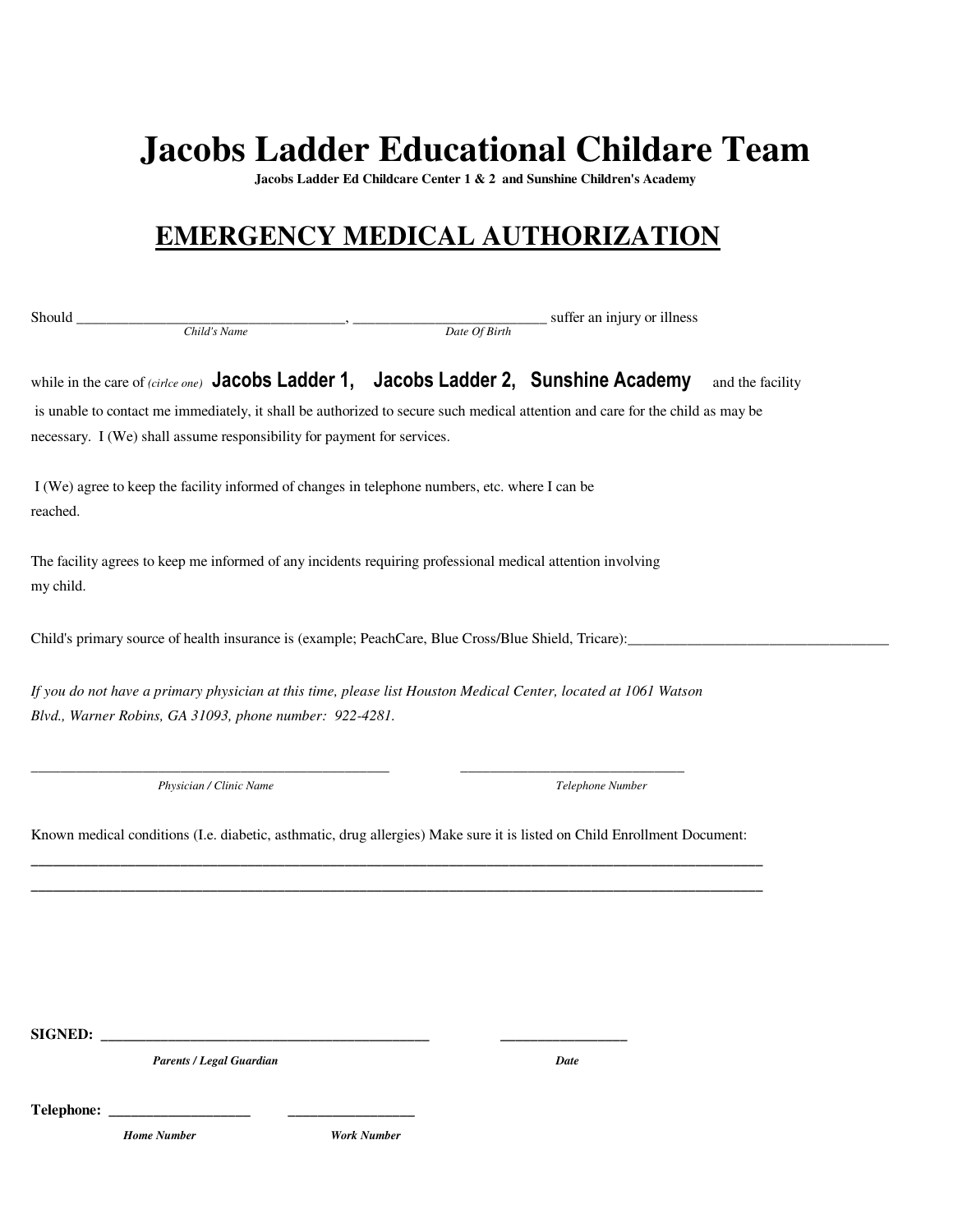# Jacobs Ladder Educational Childare Team

**Jacobs Ladder Ed Childcare Center 1 & 2 and Sunshine Children's Academy**

## EMERGENCY MEDICAL AUTHORIZATION

Should ___________________________________, __________________________ suffer an injury or illness
*Child's Name* *Date Of Birth*

while in the care of *(cirlce one)* **Jacobs Ladder 1, Jacobs Ladder 2, Sunshine Academy** and the facility is unable to contact me immediately, it shall be authorized to secure such medical attention and care for the child as may be necessary. I (We) shall assume responsibility for payment for services.

I (We) agree to keep the facility informed of changes in telephone numbers, etc. where I can be reached.

The facility agrees to keep me informed of any incidents requiring professional medical attention involving my child.

Child's primary source of health insurance is (example; PeachCare, Blue Cross/Blue Shield, Tricare):___________________________________

*If you do not have a primary physician at this time, please list Houston Medical Center, located at 1061 Watson Blvd., Warner Robins, GA 31093, phone number: 922-4281.*

_______________________________________________ ______________________________
*Physician / Clinic Name* *Telephone Number*

Known medical conditions (I.e. diabetic, asthmatic, drug allergies) Make sure it is listed on Child Enrollment Document:

_____________________________________________________________________________________________________

_____________________________________________________________________________________________________

**SIGNED:** _____________________________________________ _________________
***Parents / Legal Guardian*** ***Date***

**Telephone:** ___________________ _________________
***Home Number*** ***Work Number***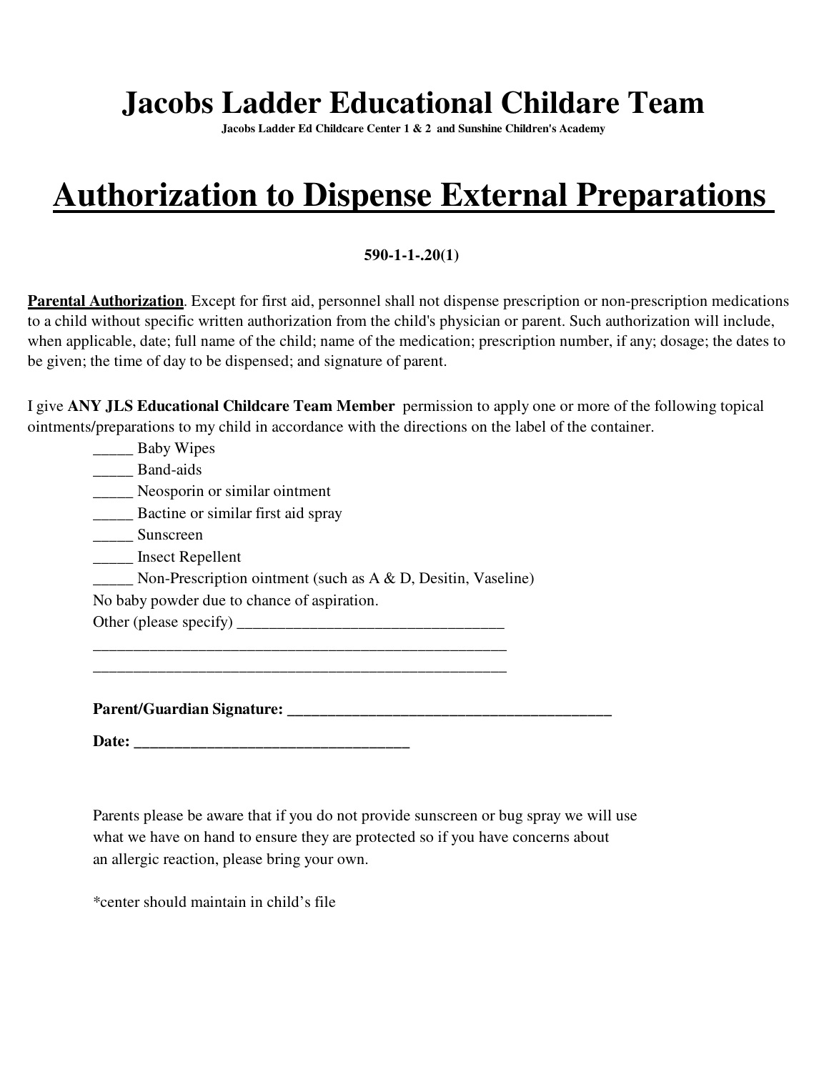# Jacobs Ladder Educational Childare Team

**Jacobs Ladder Ed Childcare Center 1 & 2 and Sunshine Children's Academy**

# Authorization to Dispense External Preparations

**590-1-1-.20(1)**

**Parental Authorization**. Except for first aid, personnel shall not dispense prescription or non-prescription medications to a child without specific written authorization from the child's physician or parent. Such authorization will include, when applicable, date; full name of the child; name of the medication; prescription number, if any; dosage; the dates to be given; the time of day to be dispensed; and signature of parent.

I give **ANY JLS Educational Childcare Team Member** permission to apply one or more of the following topical ointments/preparations to my child in accordance with the directions on the label of the container.

_____ Baby Wipes
_____ Band-aids
_____ Neosporin or similar ointment
_____ Bactine or similar first aid spray
_____ Sunscreen
_____ Insect Repellent
_____ Non-Prescription ointment (such as A & D, Desitin, Vaseline)
No baby powder due to chance of aspiration.
Other (please specify) _________________________________
_____________________________________________________
_____________________________________________________

**Parent/Guardian Signature: _________________________________________**

**Date: __________________________________**

Parents please be aware that if you do not provide sunscreen or bug spray we will use what we have on hand to ensure they are protected so if you have concerns about an allergic reaction, please bring your own.

*center should maintain in child's file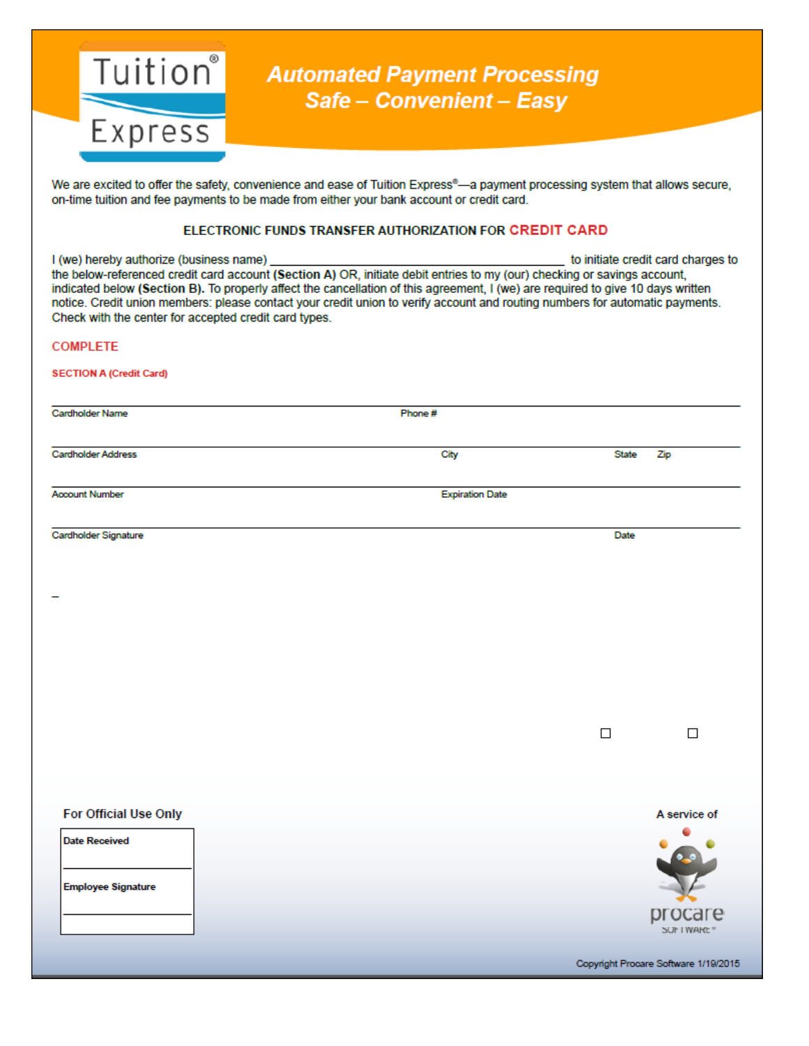Tuition® Express

## *Automated Payment Processing*
## *Safe – Convenient – Easy*

We are excited to offer the safety, convenience and ease of Tuition Express®—a payment processing system that allows secure, on-time tuition and fee payments to be made from either your bank account or credit card.

### ELECTRONIC FUNDS TRANSFER AUTHORIZATION FOR CREDIT CARD

I (we) hereby authorize (business name) ________________________________________ to initiate credit card charges to the below-referenced credit card account **(Section A)** OR, initiate debit entries to my (our) checking or savings account, indicated below **(Section B).** To properly affect the cancellation of this agreement, I (we) are required to give 10 days written notice. Credit union members: please contact your credit union to verify account and routing numbers for automatic payments. Check with the center for accepted credit card types.

COMPLETE

**SECTION A (Credit Card)**

Cardholder Name ____________________ Phone # ____________________

Cardholder Address ____________________ City ____________ State ______ Zip ______

Account Number ____________________ Expiration Date ____________________

Cardholder Signature ____________________ Date ____________________

☐ ☐

**For Official Use Only**

| Date Received |
|---|
| |
| **Employee Signature** |
| |

A service of procare SOFTWARE™

Copyright Procare Software 1/19/2015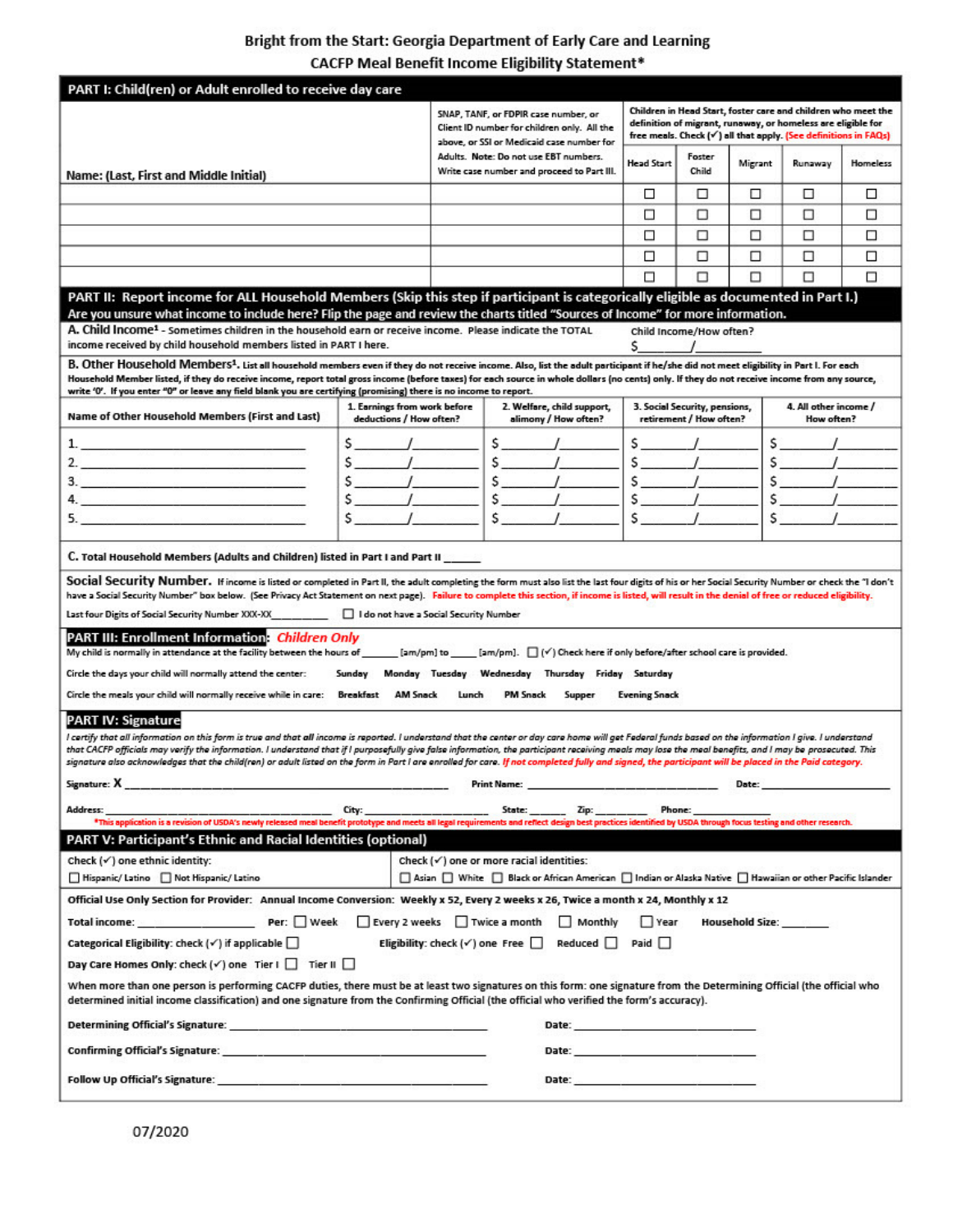## Bright from the Start: Georgia Department of Early Care and Learning
## CACFP Meal Benefit Income Eligibility Statement*

### PART I: Child(ren) or Adult enrolled to receive day care

| Name: (Last, First and Middle Initial) | SNAP, TANF, or FDPIR case number, or Client ID number for children only. All the above, or SSI or Medicaid case number for Adults. Note: Do not use EBT numbers. Write case number and proceed to Part III. | Children in Head Start, foster care and children who meet the definition of migrant, runaway, or homeless are eligible for free meals. Check (✓) all that apply. (See definitions in FAQs) | | | | |
|---|---|---|---|---|---|---|
| | | Head Start | Foster Child | Migrant | Runaway | Homeless |
| | | ☐ | ☐ | ☐ | ☐ | ☐ |
| | | ☐ | ☐ | ☐ | ☐ | ☐ |
| | | ☐ | ☐ | ☐ | ☐ | ☐ |
| | | ☐ | ☐ | ☐ | ☐ | ☐ |
| | | ☐ | ☐ | ☐ | ☐ | ☐ |

### PART II: Report income for ALL Household Members (Skip this step if participant is categorically eligible as documented in Part I.)

Are you unsure what income to include here? Flip the page and review the charts titled "Sources of Income" for more information.

**A. Child Income[1]** - Sometimes children in the household earn or receive income. Please indicate the TOTAL income received by child household members listed in PART I here.

Child Income/How often?
$________/__________

**B. Other Household Members[1].** List all household members even if they do not receive income. Also, list the adult participant if he/she did not meet eligibility in Part I. For each Household Member listed, if they do receive income, report total gross income (before taxes) for each source in whole dollars (no cents) only. If they do not receive income from any source, write '0'. If you enter "0" or leave any field blank you are certifying (promising) there is no income to report.

| Name of Other Household Members (First and Last) | 1. Earnings from work before deductions / How often? | 2. Welfare, child support, alimony / How often? | 3. Social Security, pensions, retirement / How often? | 4. All other income / How often? |
|---|---|---|---|---|
| 1. ______________ | $ ______/______ | $ ______/______ | $ ______/______ | $ ______/______ |
| 2. ______________ | $ ______/______ | $ ______/______ | $ ______/______ | $ ______/______ |
| 3. ______________ | $ ______/______ | $ ______/______ | $ ______/______ | $ ______/______ |
| 4. ______________ | $ ______/______ | $ ______/______ | $ ______/______ | $ ______/______ |
| 5. ______________ | $ ______/______ | $ ______/______ | $ ______/______ | $ ______/______ |

**C. Total Household Members (Adults and Children) listed in Part I and Part II** ______

**Social Security Number.** If income is listed or completed in Part II, the adult completing the form must also list the last four digits of his or her Social Security Number or check the "I don't have a Social Security Number" box below. (See Privacy Act Statement on next page). Failure to complete this section, if income is listed, will result in the denial of free or reduced eligibility.

Last four Digits of Social Security Number XXX-XX__________ ☐ I do not have a Social Security Number

### PART III: Enrollment Information: *Children Only*

My child is normally in attendance at the facility between the hours of _______ [am/pm] to _____ [am/pm]. ☐ (✓) Check here if only before/after school care is provided.

Circle the days your child will normally attend the center: Sunday Monday Tuesday Wednesday Thursday Friday Saturday

Circle the meals your child will normally receive while in care: Breakfast AM Snack Lunch PM Snack Supper Evening Snack

### PART IV: Signature

*I certify that all information on this form is true and that all income is reported. I understand that the center or day care home will get Federal funds based on the information I give. I understand that CACFP officials may verify the information. I understand that if I purposefully give false information, the participant receiving meals may lose the meal benefits, and I may be prosecuted. This signature also acknowledges that the child(ren) or adult listed on the form in Part I are enrolled for care. If not completed fully and signed, the participant will be placed in the Paid category.*

Signature: X ______________________ Print Name: ______________________ Date: ______________

Address: ______________________ City: ______________ State: ______ Zip: ________ Phone: ______________

*This application is a revision of USDA's newly released meal benefit prototype and meets all legal requirements and reflect design best practices identified by USDA through focus testing and other research.

### PART V: Participant's Ethnic and Racial Identities (optional)

Check (✓) one ethnic identity:
☐ Hispanic/ Latino ☐ Not Hispanic/ Latino

Check (✓) one or more racial identities:
☐ Asian ☐ White ☐ Black or African American ☐ Indian or Alaska Native ☐ Hawaiian or other Pacific Islander

**Official Use Only Section for Provider: Annual Income Conversion: Weekly x 52, Every 2 weeks x 26, Twice a month x 24, Monthly x 12**

Total income: ______________ Per: ☐ Week ☐ Every 2 weeks ☐ Twice a month ☐ Monthly ☐ Year Household Size: ________

Categorical Eligibility: check (✓) if applicable ☐ Eligibility: check (✓) one Free ☐ Reduced ☐ Paid ☐

Day Care Homes Only: check (✓) one Tier I ☐ Tier II ☐

When more than one person is performing CACFP duties, there must be at least two signatures on this form: one signature from the Determining Official (the official who determined initial income classification) and one signature from the Confirming Official (the official who verified the form's accuracy).

Determining Official's Signature: ______________________ Date: ______________

Confirming Official's Signature: ______________________ Date: ______________

Follow Up Official's Signature: ______________________ Date: ______________

07/2020